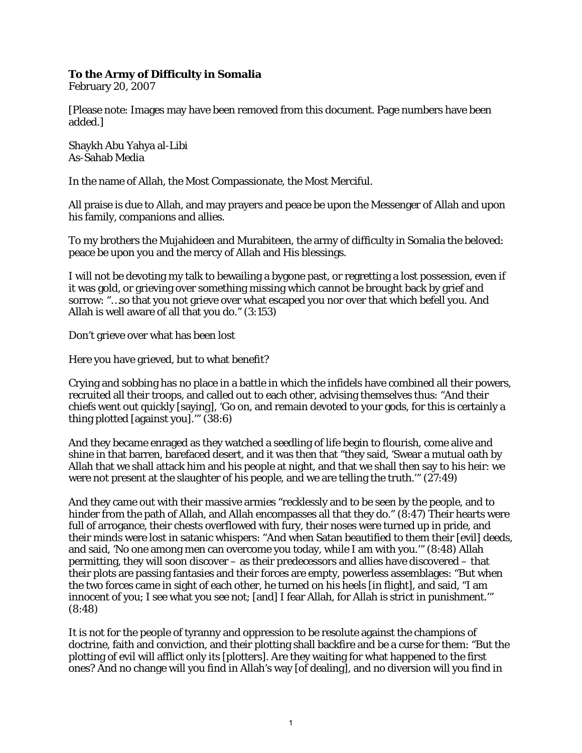**To the Army of Difficulty in Somalia**
February 20, 2007

[Please note: Images may have been removed from this document. Page numbers have been added.]

Shaykh Abu Yahya al-Libi
As-Sahab Media

In the name of Allah, the Most Compassionate, the Most Merciful.

All praise is due to Allah, and may prayers and peace be upon the Messenger of Allah and upon his family, companions and allies.

To my brothers the Mujahideen and Murabiteen, the army of difficulty in Somalia the beloved: peace be upon you and the mercy of Allah and His blessings.

I will not be devoting my talk to bewailing a bygone past, or regretting a lost possession, even if it was gold, or grieving over something missing which cannot be brought back by grief and sorrow: "…so that you not grieve over what escaped you nor over that which befell you. And Allah is well aware of all that you do." (3:153)

Don't grieve over what has been lost

Here you have grieved, but to what benefit?

Crying and sobbing has no place in a battle in which the infidels have combined all their powers, recruited all their troops, and called out to each other, advising themselves thus: "And their chiefs went out quickly [saying], 'Go on, and remain devoted to your gods, for this is certainly a thing plotted [against you].'" (38:6)

And they became enraged as they watched a seedling of life begin to flourish, come alive and shine in that barren, barefaced desert, and it was then that "they said, 'Swear a mutual oath by Allah that we shall attack him and his people at night, and that we shall then say to his heir: we were not present at the slaughter of his people, and we are telling the truth.'" (27:49)

And they came out with their massive armies "recklessly and to be seen by the people, and to hinder from the path of Allah, and Allah encompasses all that they do." (8:47) Their hearts were full of arrogance, their chests overflowed with fury, their noses were turned up in pride, and their minds were lost in satanic whispers: "And when Satan beautified to them their [evil] deeds, and said, 'No one among men can overcome you today, while I am with you.'" (8:48) Allah permitting, they will soon discover – as their predecessors and allies have discovered – that their plots are passing fantasies and their forces are empty, powerless assemblages: "But when the two forces came in sight of each other, he turned on his heels [in flight], and said, "I am innocent of you; I see what you see not; [and] I fear Allah, for Allah is strict in punishment.'" (8:48)

It is not for the people of tyranny and oppression to be resolute against the champions of doctrine, faith and conviction, and their plotting shall backfire and be a curse for them: "But the plotting of evil will afflict only its [plotters]. Are they waiting for what happened to the first ones? And no change will you find in Allah's way [of dealing], and no diversion will you find in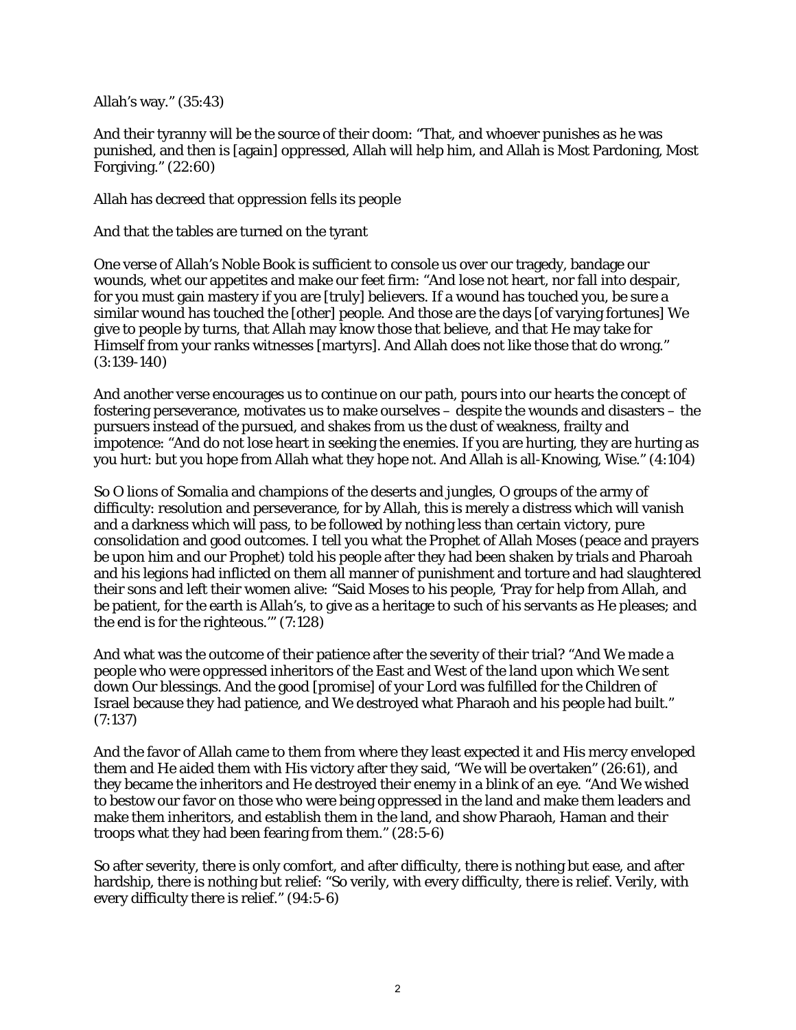Allah's way." (35:43)

And their tyranny will be the source of their doom: "That, and whoever punishes as he was punished, and then is [again] oppressed, Allah will help him, and Allah is Most Pardoning, Most Forgiving." (22:60)

Allah has decreed that oppression fells its people

And that the tables are turned on the tyrant

One verse of Allah's Noble Book is sufficient to console us over our tragedy, bandage our wounds, whet our appetites and make our feet firm: "And lose not heart, nor fall into despair, for you must gain mastery if you are [truly] believers. If a wound has touched you, be sure a similar wound has touched the [other] people. And those are the days [of varying fortunes] We give to people by turns, that Allah may know those that believe, and that He may take for Himself from your ranks witnesses [martyrs]. And Allah does not like those that do wrong." (3:139-140)

And another verse encourages us to continue on our path, pours into our hearts the concept of fostering perseverance, motivates us to make ourselves – despite the wounds and disasters – the pursuers instead of the pursued, and shakes from us the dust of weakness, frailty and impotence: "And do not lose heart in seeking the enemies. If you are hurting, they are hurting as you hurt: but you hope from Allah what they hope not. And Allah is all-Knowing, Wise." (4:104)

So O lions of Somalia and champions of the deserts and jungles, O groups of the army of difficulty: resolution and perseverance, for by Allah, this is merely a distress which will vanish and a darkness which will pass, to be followed by nothing less than certain victory, pure consolidation and good outcomes. I tell you what the Prophet of Allah Moses (peace and prayers be upon him and our Prophet) told his people after they had been shaken by trials and Pharoah and his legions had inflicted on them all manner of punishment and torture and had slaughtered their sons and left their women alive: "Said Moses to his people, 'Pray for help from Allah, and be patient, for the earth is Allah's, to give as a heritage to such of his servants as He pleases; and the end is for the righteous.'" (7:128)

And what was the outcome of their patience after the severity of their trial? "And We made a people who were oppressed inheritors of the East and West of the land upon which We sent down Our blessings. And the good [promise] of your Lord was fulfilled for the Children of Israel because they had patience, and We destroyed what Pharaoh and his people had built." (7:137)

And the favor of Allah came to them from where they least expected it and His mercy enveloped them and He aided them with His victory after they said, "We will be overtaken" (26:61), and they became the inheritors and He destroyed their enemy in a blink of an eye. "And We wished to bestow our favor on those who were being oppressed in the land and make them leaders and make them inheritors, and establish them in the land, and show Pharaoh, Haman and their troops what they had been fearing from them." (28:5-6)

So after severity, there is only comfort, and after difficulty, there is nothing but ease, and after hardship, there is nothing but relief: "So verily, with every difficulty, there is relief. Verily, with every difficulty there is relief." (94:5-6)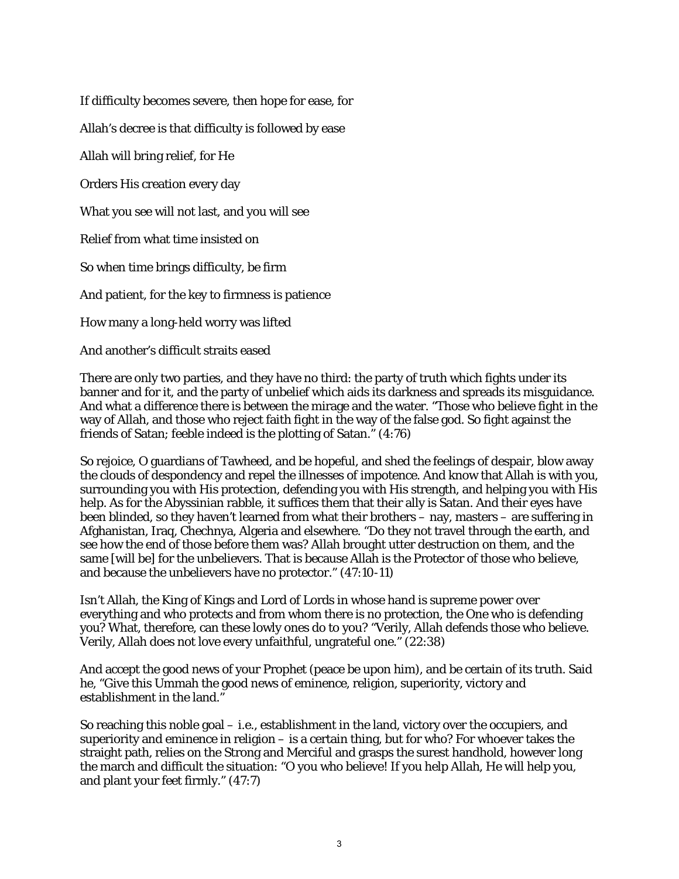If difficulty becomes severe, then hope for ease, for

Allah's decree is that difficulty is followed by ease

Allah will bring relief, for He

Orders His creation every day

What you see will not last, and you will see

Relief from what time insisted on

So when time brings difficulty, be firm

And patient, for the key to firmness is patience

How many a long-held worry was lifted

And another's difficult straits eased

There are only two parties, and they have no third: the party of truth which fights under its banner and for it, and the party of unbelief which aids its darkness and spreads its misguidance. And what a difference there is between the mirage and the water. "Those who believe fight in the way of Allah, and those who reject faith fight in the way of the false god. So fight against the friends of Satan; feeble indeed is the plotting of Satan." (4:76)

So rejoice, O guardians of Tawheed, and be hopeful, and shed the feelings of despair, blow away the clouds of despondency and repel the illnesses of impotence. And know that Allah is with you, surrounding you with His protection, defending you with His strength, and helping you with His help. As for the Abyssinian rabble, it suffices them that their ally is Satan. And their eyes have been blinded, so they haven't learned from what their brothers – nay, masters – are suffering in Afghanistan, Iraq, Chechnya, Algeria and elsewhere. "Do they not travel through the earth, and see how the end of those before them was? Allah brought utter destruction on them, and the same [will be] for the unbelievers. That is because Allah is the Protector of those who believe, and because the unbelievers have no protector." (47:10-11)

Isn't Allah, the King of Kings and Lord of Lords in whose hand is supreme power over everything and who protects and from whom there is no protection, the One who is defending you? What, therefore, can these lowly ones do to you? "Verily, Allah defends those who believe. Verily, Allah does not love every unfaithful, ungrateful one." (22:38)

And accept the good news of your Prophet (peace be upon him), and be certain of its truth. Said he, "Give this Ummah the good news of eminence, religion, superiority, victory and establishment in the land."

So reaching this noble goal – i.e., establishment in the land, victory over the occupiers, and superiority and eminence in religion – is a certain thing, but for who? For whoever takes the straight path, relies on the Strong and Merciful and grasps the surest handhold, however long the march and difficult the situation: "O you who believe! If you help Allah, He will help you, and plant your feet firmly." (47:7)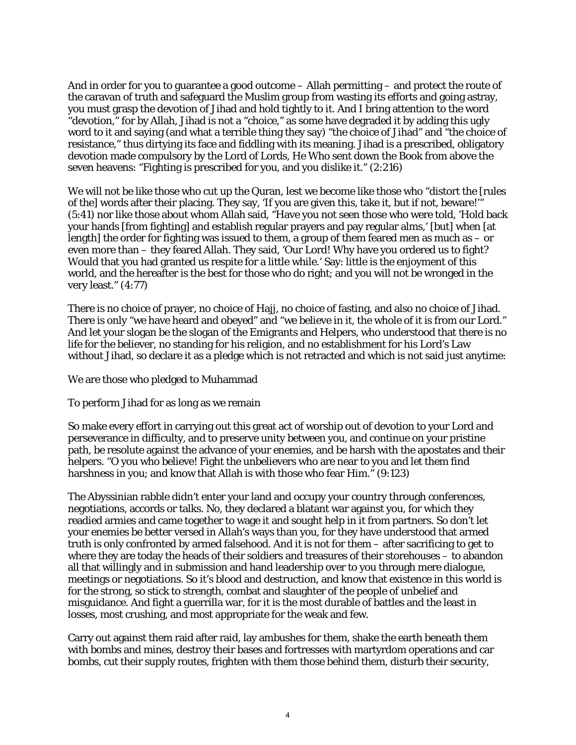And in order for you to guarantee a good outcome – Allah permitting – and protect the route of the caravan of truth and safeguard the Muslim group from wasting its efforts and going astray, you must grasp the devotion of Jihad and hold tightly to it. And I bring attention to the word "devotion," for by Allah, Jihad is not a "choice," as some have degraded it by adding this ugly word to it and saying (and what a terrible thing they say) "the choice of Jihad" and "the choice of resistance," thus dirtying its face and fiddling with its meaning. Jihad is a prescribed, obligatory devotion made compulsory by the Lord of Lords, He Who sent down the Book from above the seven heavens: "Fighting is prescribed for you, and you dislike it." (2:216)

We will not be like those who cut up the Quran, lest we become like those who "distort the [rules of the] words after their placing. They say, 'If you are given this, take it, but if not, beware!'" (5:41) nor like those about whom Allah said, "Have you not seen those who were told, 'Hold back your hands [from fighting] and establish regular prayers and pay regular alms,' [but] when [at length] the order for fighting was issued to them, a group of them feared men as much as – or even more than – they feared Allah. They said, 'Our Lord! Why have you ordered us to fight? Would that you had granted us respite for a little while.' Say: little is the enjoyment of this world, and the hereafter is the best for those who do right; and you will not be wronged in the very least." (4:77)

There is no choice of prayer, no choice of Hajj, no choice of fasting, and also no choice of Jihad. There is only "we have heard and obeyed" and "we believe in it, the whole of it is from our Lord." And let your slogan be the slogan of the Emigrants and Helpers, who understood that there is no life for the believer, no standing for his religion, and no establishment for his Lord's Law without Jihad, so declare it as a pledge which is not retracted and which is not said just anytime:

We are those who pledged to Muhammad

To perform Jihad for as long as we remain

So make every effort in carrying out this great act of worship out of devotion to your Lord and perseverance in difficulty, and to preserve unity between you, and continue on your pristine path, be resolute against the advance of your enemies, and be harsh with the apostates and their helpers. "O you who believe! Fight the unbelievers who are near to you and let them find harshness in you; and know that Allah is with those who fear Him." (9:123)

The Abyssinian rabble didn't enter your land and occupy your country through conferences, negotiations, accords or talks. No, they declared a blatant war against you, for which they readied armies and came together to wage it and sought help in it from partners. So don't let your enemies be better versed in Allah's ways than you, for they have understood that armed truth is only confronted by armed falsehood. And it is not for them – after sacrificing to get to where they are today the heads of their soldiers and treasures of their storehouses – to abandon all that willingly and in submission and hand leadership over to you through mere dialogue, meetings or negotiations. So it's blood and destruction, and know that existence in this world is for the strong, so stick to strength, combat and slaughter of the people of unbelief and misguidance. And fight a guerrilla war, for it is the most durable of battles and the least in losses, most crushing, and most appropriate for the weak and few.

Carry out against them raid after raid, lay ambushes for them, shake the earth beneath them with bombs and mines, destroy their bases and fortresses with martyrdom operations and car bombs, cut their supply routes, frighten with them those behind them, disturb their security,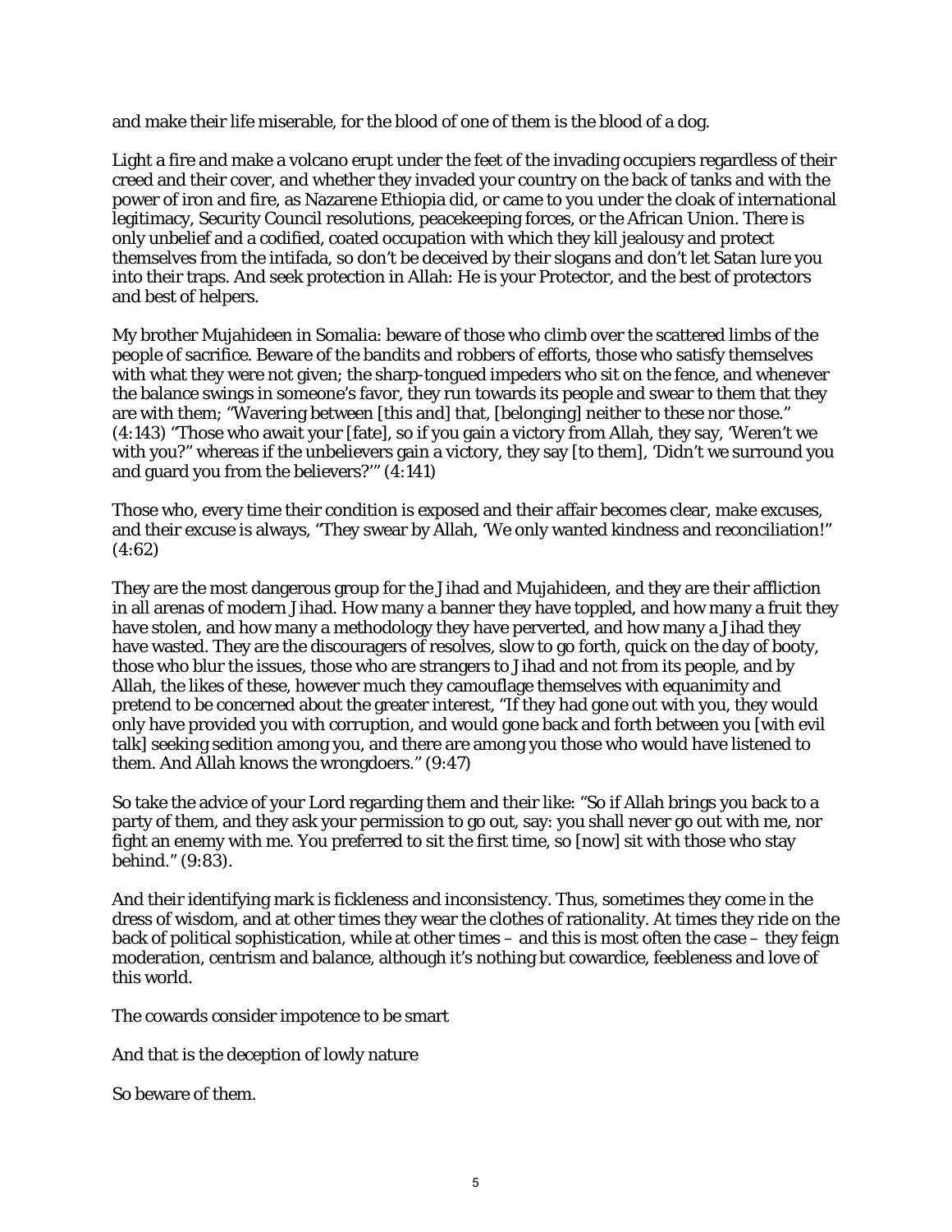and make their life miserable, for the blood of one of them is the blood of a dog.

Light a fire and make a volcano erupt under the feet of the invading occupiers regardless of their creed and their cover, and whether they invaded your country on the back of tanks and with the power of iron and fire, as Nazarene Ethiopia did, or came to you under the cloak of international legitimacy, Security Council resolutions, peacekeeping forces, or the African Union. There is only unbelief and a codified, coated occupation with which they kill jealousy and protect themselves from the intifada, so don't be deceived by their slogans and don't let Satan lure you into their traps. And seek protection in Allah: He is your Protector, and the best of protectors and best of helpers.

My brother Mujahideen in Somalia: beware of those who climb over the scattered limbs of the people of sacrifice. Beware of the bandits and robbers of efforts, those who satisfy themselves with what they were not given; the sharp-tongued impeders who sit on the fence, and whenever the balance swings in someone's favor, they run towards its people and swear to them that they are with them; "Wavering between [this and] that, [belonging] neither to these nor those." (4:143) "Those who await your [fate], so if you gain a victory from Allah, they say, 'Weren't we with you?" whereas if the unbelievers gain a victory, they say [to them], 'Didn't we surround you and guard you from the believers?'" (4:141)

Those who, every time their condition is exposed and their affair becomes clear, make excuses, and their excuse is always, "They swear by Allah, 'We only wanted kindness and reconciliation!" (4:62)

They are the most dangerous group for the Jihad and Mujahideen, and they are their affliction in all arenas of modern Jihad. How many a banner they have toppled, and how many a fruit they have stolen, and how many a methodology they have perverted, and how many a Jihad they have wasted. They are the discouragers of resolves, slow to go forth, quick on the day of booty, those who blur the issues, those who are strangers to Jihad and not from its people, and by Allah, the likes of these, however much they camouflage themselves with equanimity and pretend to be concerned about the greater interest, "If they had gone out with you, they would only have provided you with corruption, and would gone back and forth between you [with evil talk] seeking sedition among you, and there are among you those who would have listened to them. And Allah knows the wrongdoers." (9:47)

So take the advice of your Lord regarding them and their like: "So if Allah brings you back to a party of them, and they ask your permission to go out, say: you shall never go out with me, nor fight an enemy with me. You preferred to sit the first time, so [now] sit with those who stay behind." (9:83).

And their identifying mark is fickleness and inconsistency. Thus, sometimes they come in the dress of wisdom, and at other times they wear the clothes of rationality. At times they ride on the back of political sophistication, while at other times – and this is most often the case – they feign moderation, centrism and balance, although it's nothing but cowardice, feebleness and love of this world.

The cowards consider impotence to be smart

And that is the deception of lowly nature

So beware of them.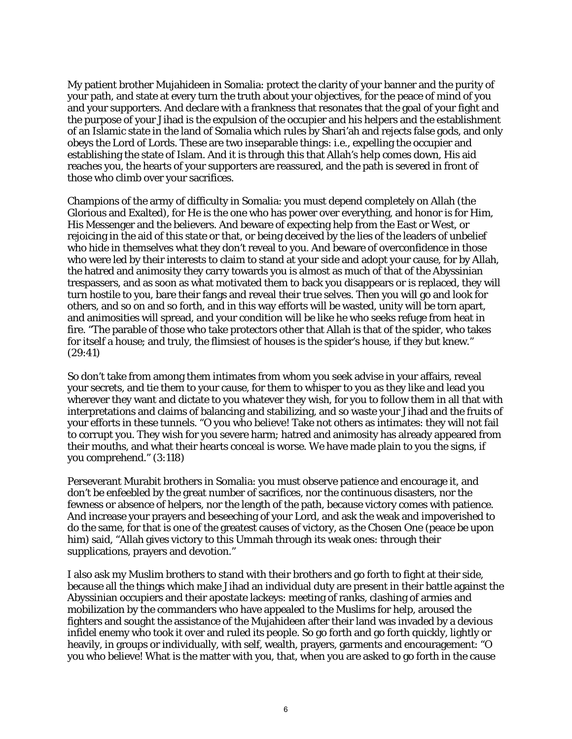My patient brother Mujahideen in Somalia: protect the clarity of your banner and the purity of your path, and state at every turn the truth about your objectives, for the peace of mind of you and your supporters. And declare with a frankness that resonates that the goal of your fight and the purpose of your Jihad is the expulsion of the occupier and his helpers and the establishment of an Islamic state in the land of Somalia which rules by Shari'ah and rejects false gods, and only obeys the Lord of Lords. These are two inseparable things: i.e., expelling the occupier and establishing the state of Islam. And it is through this that Allah's help comes down, His aid reaches you, the hearts of your supporters are reassured, and the path is severed in front of those who climb over your sacrifices.

Champions of the army of difficulty in Somalia: you must depend completely on Allah (the Glorious and Exalted), for He is the one who has power over everything, and honor is for Him, His Messenger and the believers. And beware of expecting help from the East or West, or rejoicing in the aid of this state or that, or being deceived by the lies of the leaders of unbelief who hide in themselves what they don't reveal to you. And beware of overconfidence in those who were led by their interests to claim to stand at your side and adopt your cause, for by Allah, the hatred and animosity they carry towards you is almost as much of that of the Abyssinian trespassers, and as soon as what motivated them to back you disappears or is replaced, they will turn hostile to you, bare their fangs and reveal their true selves. Then you will go and look for others, and so on and so forth, and in this way efforts will be wasted, unity will be torn apart, and animosities will spread, and your condition will be like he who seeks refuge from heat in fire. "The parable of those who take protectors other that Allah is that of the spider, who takes for itself a house; and truly, the flimsiest of houses is the spider's house, if they but knew." (29:41)

So don't take from among them intimates from whom you seek advise in your affairs, reveal your secrets, and tie them to your cause, for them to whisper to you as they like and lead you wherever they want and dictate to you whatever they wish, for you to follow them in all that with interpretations and claims of balancing and stabilizing, and so waste your Jihad and the fruits of your efforts in these tunnels. "O you who believe! Take not others as intimates: they will not fail to corrupt you. They wish for you severe harm; hatred and animosity has already appeared from their mouths, and what their hearts conceal is worse. We have made plain to you the signs, if you comprehend." (3:118)

Perseverant Murabit brothers in Somalia: you must observe patience and encourage it, and don't be enfeebled by the great number of sacrifices, nor the continuous disasters, nor the fewness or absence of helpers, nor the length of the path, because victory comes with patience. And increase your prayers and beseeching of your Lord, and ask the weak and impoverished to do the same, for that is one of the greatest causes of victory, as the Chosen One (peace be upon him) said, "Allah gives victory to this Ummah through its weak ones: through their supplications, prayers and devotion."

I also ask my Muslim brothers to stand with their brothers and go forth to fight at their side, because all the things which make Jihad an individual duty are present in their battle against the Abyssinian occupiers and their apostate lackeys: meeting of ranks, clashing of armies and mobilization by the commanders who have appealed to the Muslims for help, aroused the fighters and sought the assistance of the Mujahideen after their land was invaded by a devious infidel enemy who took it over and ruled its people. So go forth and go forth quickly, lightly or heavily, in groups or individually, with self, wealth, prayers, garments and encouragement: "O you who believe! What is the matter with you, that, when you are asked to go forth in the cause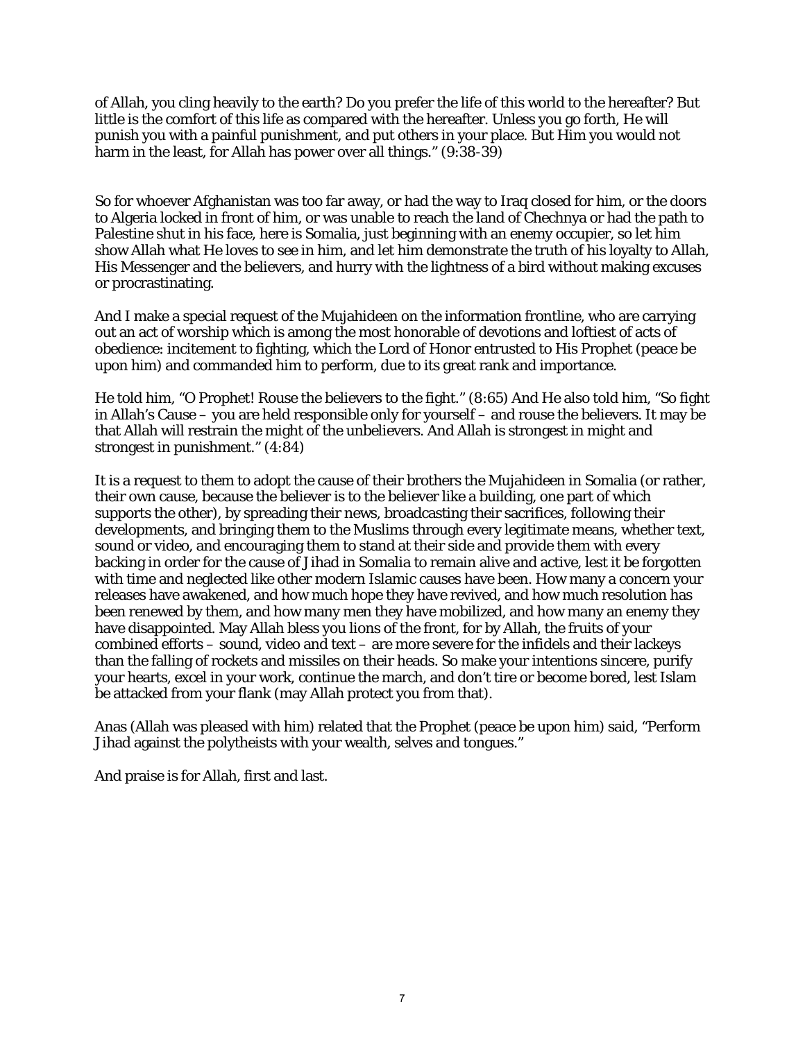of Allah, you cling heavily to the earth? Do you prefer the life of this world to the hereafter? But little is the comfort of this life as compared with the hereafter. Unless you go forth, He will punish you with a painful punishment, and put others in your place. But Him you would not harm in the least, for Allah has power over all things." (9:38-39)

So for whoever Afghanistan was too far away, or had the way to Iraq closed for him, or the doors to Algeria locked in front of him, or was unable to reach the land of Chechnya or had the path to Palestine shut in his face, here is Somalia, just beginning with an enemy occupier, so let him show Allah what He loves to see in him, and let him demonstrate the truth of his loyalty to Allah, His Messenger and the believers, and hurry with the lightness of a bird without making excuses or procrastinating.

And I make a special request of the Mujahideen on the information frontline, who are carrying out an act of worship which is among the most honorable of devotions and loftiest of acts of obedience: incitement to fighting, which the Lord of Honor entrusted to His Prophet (peace be upon him) and commanded him to perform, due to its great rank and importance.

He told him, "O Prophet! Rouse the believers to the fight." (8:65) And He also told him, "So fight in Allah's Cause – you are held responsible only for yourself – and rouse the believers. It may be that Allah will restrain the might of the unbelievers. And Allah is strongest in might and strongest in punishment." (4:84)

It is a request to them to adopt the cause of their brothers the Mujahideen in Somalia (or rather, their own cause, because the believer is to the believer like a building, one part of which supports the other), by spreading their news, broadcasting their sacrifices, following their developments, and bringing them to the Muslims through every legitimate means, whether text, sound or video, and encouraging them to stand at their side and provide them with every backing in order for the cause of Jihad in Somalia to remain alive and active, lest it be forgotten with time and neglected like other modern Islamic causes have been. How many a concern your releases have awakened, and how much hope they have revived, and how much resolution has been renewed by them, and how many men they have mobilized, and how many an enemy they have disappointed. May Allah bless you lions of the front, for by Allah, the fruits of your combined efforts – sound, video and text – are more severe for the infidels and their lackeys than the falling of rockets and missiles on their heads. So make your intentions sincere, purify your hearts, excel in your work, continue the march, and don't tire or become bored, lest Islam be attacked from your flank (may Allah protect you from that).

Anas (Allah was pleased with him) related that the Prophet (peace be upon him) said, "Perform Jihad against the polytheists with your wealth, selves and tongues."

And praise is for Allah, first and last.